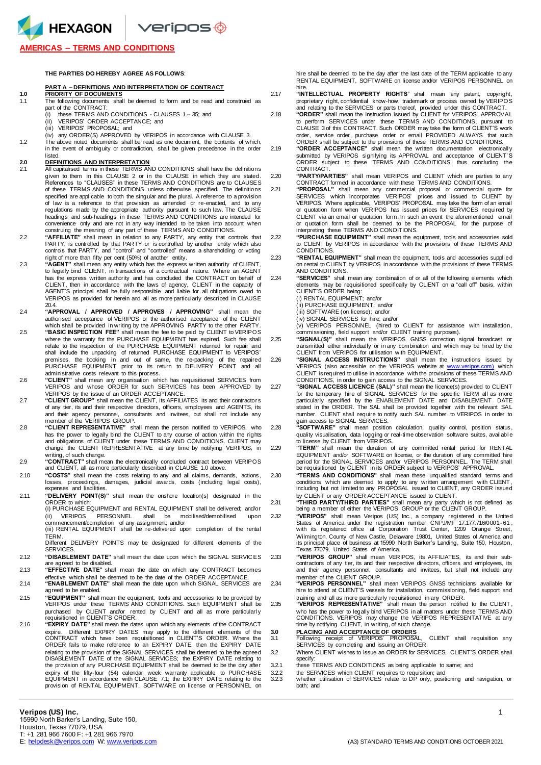## AMERICAS – TERMS AND CONDITIONS

**THE PARTIES DO HEREBY AGREE AS FOLLOWS**:

### PART A – DEFINITIONS AND INTERPRETATION OF CONTRACT

**1.0 PRIORITY OF DOCUMENTS**

1.1 The following documents shall be deemed to form and be read and construed as part of the CONTRACT:
(i) these TERMS AND CONDITIONS - CLAUSES 1 – 35; and
(ii) VERIPOS' ORDER ACCEPTANCE; and
(iii) VERIPOS' PROPOSAL; and
(iv) any ORDER(S) APPROVED by VERIPOS in accordance with CLAUSE 3.

1.2 The above noted documents shall be read as one document, the contents of which, in the event of ambiguity or contradiction, shall be given precedence in the order listed.

**2.0 DEFINITIONS AND INTERPRETATION**

2.1 All capitalised terms in these TERMS AND CONDITIONS shall have the definitions given to them in this CLAUSE 2 or in the CLAUSE in which they are stated. References to "CLAUSES" in these TERMS AND CONDITIONS are to CLAUSES of these TERMS AND CONDITIONS unless otherwise specified. The definitions specified are applicable to both the singular and the plural. A reference to a provision of law is a reference to that provision as amended or re-enacted, and to any regulations made by the appropriate authority pursuant to such law. The CLAUSE headings and sub-headings in these TERMS AND CONDITIONS are intended for convenience only and are not in any way intended to be taken into account when construing the meaning of any part of these TERMS AND CONDITIONS.

2.2 **"AFFILIATE"** shall mean in relation to any PARTY, any entity that controls that PARTY, is controlled by that PARTY or is controlled by another entity which also controls that PARTY, and "control" and "controlled" means a shareholding or voting right of more than fifty per cent (50%) of another entity.

2.3 **"AGENT"** shall mean any entity which has the express written authority of CLIENT, to legally bind CLIENT, in transactions of a contractual nature. Where an AGENT has the express written authority and has concluded the CONTRACT on behalf of CLIENT, then in accordance with the laws of agency, CLIENT in the capacity of AGENT'S principal shall be fully responsible and liable for all obligations owed to VERIPOS as provided for herein and all as more particularly described in CLAUSE 20.4.

2.4 **"APPROVAL / APPROVED / APPROVES / APPROVING"** shall mean the authorised acceptance of VERIPOS or the authorised acceptance of the CLIENT which shall be provided in writing by the APPROVING PARTY to the other PARTY.

2.5 **"BASIC INSPECTION FEE"** shall mean the fee to be paid by CLIENT to VERIPOS where the warranty for the PURCHASE EQUIPMENT has expired. Such fee shall relate to the inspection of the PURCHASE EQUIPMENT returned for repair and shall include the unpacking of returned PURCHASE EQUIPMENT to VERIPOS' premises, the booking in and out of same, the re-packing of the repaired PURCHASE EQUIPMENT prior to its return to DELIVERY POINT and all administrative costs relevant to this process.

2.6 **"CLIENT"** shall mean any organisation which has requisitioned SERVICES from VERIPOS and whose ORDER for such SERVICES has been APPROVED by VERIPOS by the issue of an ORDER ACCEPTANCE.

2.7 **"CLIENT GROUP"** shall mean the CLIENT, its AFFILIATES its and their contractors of any tier, its and their respective directors, officers, employees and AGENTS, its and their agency personnel, consultants and invitees, but shall not include any member of the VERIPOS GROUP.

2.8 **"CLIENT REPRESENTATIVE"** shall mean the person notified to VERIPOS, who has the power to legally bind the CLIENT to any course of action within the rights and obligations of CLIENT under these TERMS AND CONDITIONS. CLIENT may change the CLIENT REPRESENTATIVE at any time by notifying VERIPOS, in writing, of such change.

2.9 **"CONTRACT"** shall mean the electronically concluded contract between VERIPOS and CLIENT, all as more particularly described in CLAUSE 1.0 above.

2.10 **"COSTS"** shall mean the costs relating to any and all claims, demands, actions, losses, proceedings, damages, judicial awards, costs (including legal costs), expenses and liabilities.

2.11 **"DELIVERY POINT(S)"** shall mean the onshore location(s) designated in the ORDER to which:
(i) PURCHASE EQUIPMENT and RENTAL EQUIPMENT shall be delivered; and/or
(ii) VERIPOS PERSONNEL shall be mobilised/demobilised upon commencement/completion of any assignment; and/or
(iii) RENTAL EQUIPMENT shall be re-delivered upon completion of the rental TERM.
Different DELIVERY POINTS may be designated for different elements of the SERVICES.

2.12 **"DISABLEMENT DATE"** shall mean the date upon which the SIGNAL SERVICES are agreed to be disabled.

2.13 **"EFFECTIVE DATE"** shall mean the date on which any CONTRACT becomes effective which shall be deemed to be the date of the ORDER ACCEPTANCE.

2.14 **"ENABLEMENT DATE"** shall mean the date upon which SIGNAL SERVICES are agreed to be enabled.

2.15 **"EQUIPMENT"** shall mean the equipment, tools and accessories to be provided by VERIPOS under these TERMS AND CONDITIONS. Such EQUIPMENT shall be purchased by CLIENT and/or rented by CLIENT and all as more particularly requisitioned in CLIENT'S ORDER.

2.16 **"EXPIRY DATE"** shall mean the dates upon which any elements of the CONTRACT expire. Different EXPIRY DATES may apply to the different elements of the CONTRACT which have been requisitioned in CLIENT'S ORDER. Where the ORDER fails to make reference to an EXPIRY DATE, then the EXPIRY DATE relating to the provision of the SIGNAL SERVICES shall be deemed to be the agreed DISABLEMENT DATE of the SIGNAL SERVICES; the EXPIRY DATE relating to the provision of any PURCHASE EQUIPMENT shall be deemed to be the day after expiry of the fifty-four (54) calendar week warranty applicable to PURCHASE EQUIPMENT in accordance with CLAUSE 7.1; the EXPIRY DATE relating to the provision of RENTAL EQUIPMENT, SOFTWARE on license or PERSONNEL on hire shall be deemed to be the day after the last date of the TERM applicable to any RENTAL EQUIPMENT, SOFTWARE on license and/or VERIPOS PERSONNEL on hire.

2.17 **"INTELLECTUAL PROPERTY RIGHTS"** shall mean any patent, copyright, proprietary right, confidential know-how, trademark or process owned by VERIPOS and relating to the SERVICES or parts thereof, provided under this CONTRACT.

2.18 **"ORDER"** shall mean the instruction issued by CLIENT for VERIPOS' APPROVAL to perform SERVICES under these TERMS AND CONDITIONS, pursuant to CLAUSE 3 of this CONTRACT. Such ORDER may take the form of CLIENT'S work order, service order, purchase order or email PROVIDED ALWAYS that such ORDER shall be subject to the provisions of these TERMS AND CONDITIONS.

2.19 **"ORDER ACCEPTANCE"** shall mean the written documentation electronically submitted by VERIPOS signifying its APPROVAL and acceptance of CLIENT'S ORDER subject to these TERMS AND CONDITIONS, thus concluding the CONTRACT.

2.20 **"PARTY/PARTIES"** shall mean VERIPOS and CLIENT which are parties to any CONTRACT formed in accordance with these TERMS AND CONDITIONS.

2.21 **"PROPOSAL"** shall mean any commercial proposal or commercial quote for SERVICES which incorporates VERIPOS' prices and issued to CLIENT by VERIPOS. Where applicable, VERIPOS' PROPOSAL may take the form of an email or quotation form when VERIPOS has issued prices for SERVICES required by CLIENT via an email or quotation form. In such an event the aforementioned email or quotation form shall be deemed to be the PROPOSAL for the purpose of interpreting these TERMS AND CONDITIONS.

2.22 **"PURCHASE EQUIPMENT"** shall mean the equipment, tools and accessories sold to CLIENT by VERIPOS in accordance with the provisions of these TERMS AND CONDITIONS.

2.23 **"RENTAL EQUIPMENT"** shall mean the equipment, tools and accessories supplied on rental to CLIENT by VERIPOS in accordance with the provisions of these TERMS AND CONDITIONS.

2.24 **"SERVICES"** shall mean any combination of or all of the following elements which elements may be requisitioned specifically by CLIENT on a "call off" basis, within CLIENT'S ORDER being:
(i) RENTAL EQUIPMENT; and/or
(ii) PURCHASE EQUIPMENT; and/or
(iii) SOFTWARE (on license); and/or
(iv) SIGNAL SERVICES for hire; and/or
(v) VERIPOS PERSONNEL (hired to CLIENT for assistance with installation, commissioning, field support and/or CLIENT training purposes).

2.25 **"SIGNAL(S)"** shall mean the VERIPOS GNSS correction signal broadcast or transmitted either individually or in any combination and which may be hired by the CLIENT from VERIPOS for utilisation with EQUIPMENT.

2.26 **"SIGNAL ACCESS INSTRUCTIONS"** shall mean the instructions issued by VERIPOS (also accessible on the VERIPOS website at www.veripos.com) which CLIENT is required to utilise in accordance with the provisions of these TERMS AND CONDITIONS, in order to gain access to the SIGNAL SERVICES.

2.27 **"SIGNAL ACCESS LICENCE (SAL)"** shall mean the licence(s) provided to CLIENT for the temporary hire of SIGNAL SERVICES for the specific TERM all as more particularly specified by the ENABLEMENT DATE and DISABLEMENT DATE stated in the ORDER. The SAL shall be provided together with the relevant SAL number. CLIENT shall require to notify such SAL number to VERIPOS in order to gain access to SIGNAL SERVICES.

2.28 **"SOFTWARE"** shall mean position calculation, quality control, position status, quality visualisation, data logging or real-time observation software suites, available to license by CLIENT from VERIPOS.

2.29 **"TERM"** shall mean the duration of any committed rental period for RENTAL EQUIPMENT and/or SOFTWARE on license, or the duration of any committed hire period for the SIGNAL SERVICES and/or VERIPOS PERSONNEL. The TERM shall be requisitioned by CLIENT in its ORDER subject to VERIPOS' APPROVAL.

2.30 **"TERMS AND CONDITIONS"** shall mean these unqualified standard terms and conditions which are deemed to apply to any written arrangement with CLIENT, including but not limited to any PROPOSAL issued to CLIENT, any ORDER issued by CLIENT or any ORDER ACCEPTANCE issued to CLIENT.

2.31 **"THIRD PARTY/THIRD PARTIES"** shall mean any party which is not defined as being a member of either the VERIPOS GROUP or the CLIENT GROUP.

2.32 **"VERIPOS"** shall mean Veripos (US) Inc., a company registered in the United States of America under the registration number CNPJ/MF 17.177.716/0001-61, with its registered office at Corporation Trust Center, 1209 Orange Street, Wilmington, County of New Castle, Delaware 19801, United States of America and its principal place of business at 15990 North Barker's Landing, Suite 150, Houston, Texas 77079, United States of America.

2.33 **"VERIPOS GROUP"** shall mean VERIPOS, its AFFILIATES, its and their sub-contractors of any tier, its and their respective directors, officers and employees, its and their agency personnel, consultants and invitees, but shall not include any member of the CLIENT GROUP.

2.34 **"VERIPOS PERSONNEL"** shall mean VERIPOS GNSS technicians available for hire to attend at CLIENT'S vessels for installation, commissioning, field support and training and all as more particularly requisitioned in any ORDER.

2.35 **"VERIPOS REPRESENTATIVE"** shall mean the person notified to the CLIENT, who has the power to legally bind VERIPOS in all matters under these TERMS AND CONDITIONS. VERIPOS may change the VERIPOS REPRESENTATIVE at any time by notifying CLIENT, in writing, of such change.

**3.0 PLACING AND ACCEPTANCE OF ORDERS**

3.1 Following receipt of VERIPOS' PROPOSAL, CLIENT shall requisition any SERVICES by completing and issuing an ORDER.

3.2 Where CLIENT wishes to issue an ORDER for SERVICES, CLIENT'S ORDER shall specify:

3.2.1 these TERMS AND CONDITIONS as being applicable to same; and

3.2.2 the SERVICES which CLIENT requires to requisition; and

3.2.3 whether utilisation of SERVICES relate to DP only, positioning and navigation, or both; and

**Veripos (US) Inc.**
15990 North Barker's Landing, Suite 150,
Houston, Texas 77079, USA
T: +1 281 966 7600 F: +1 281 966 7970
E: helpdesk@veripos.com W: www.veripos.com

(A3) STANDARD TERMS AND CONDITIONS OCTOBER 2021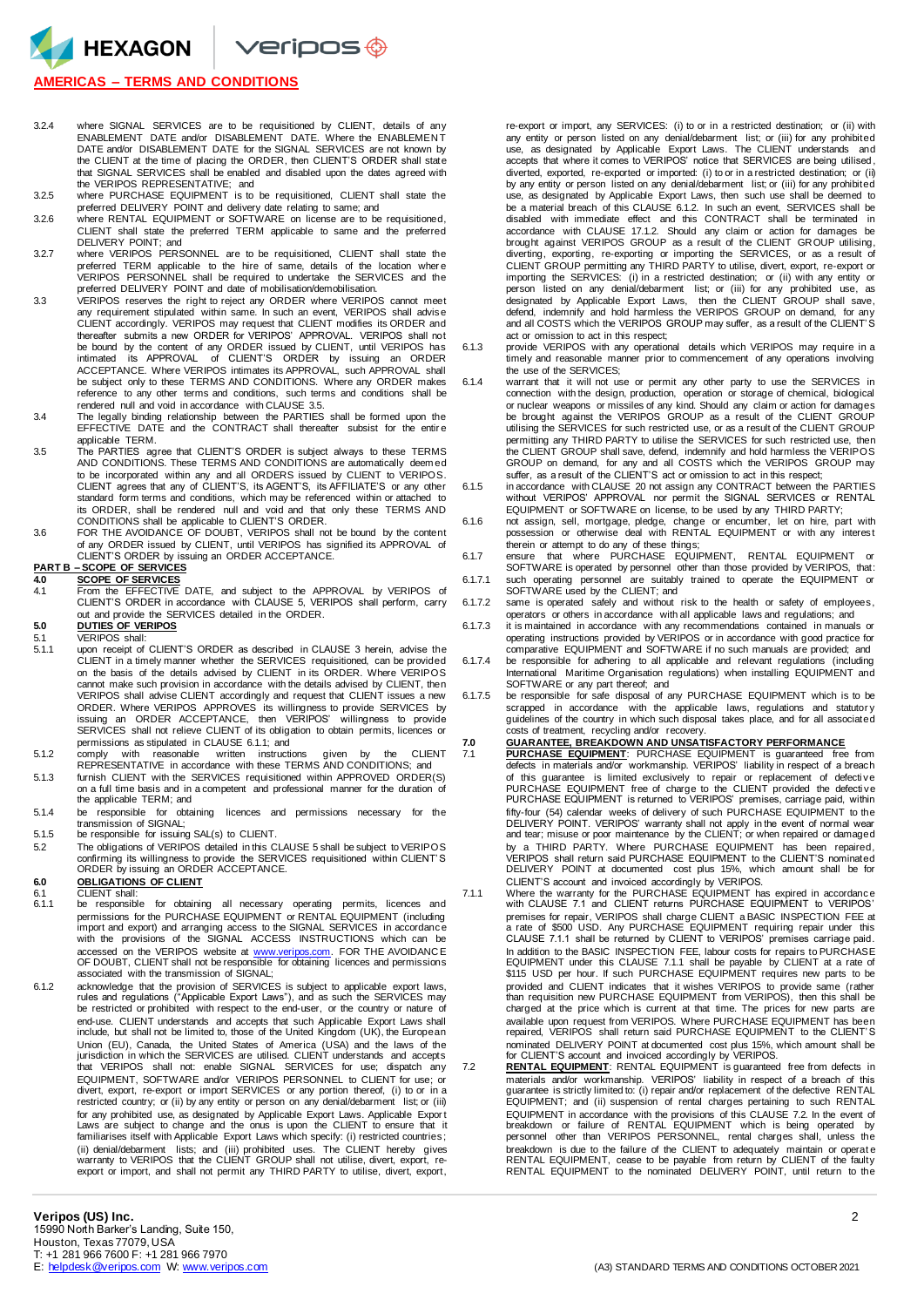3.2.4 where SIGNAL SERVICES are to be requisitioned by CLIENT, details of any ENABLEMENT DATE and/or DISABLEMENT DATE. Where the ENABLEMENT DATE and/or DISABLEMENT DATE for the SIGNAL SERVICES are not known by the CLIENT at the time of placing the ORDER, then CLIENT'S ORDER shall state that SIGNAL SERVICES shall be enabled and disabled upon the dates agreed with the VERIPOS REPRESENTATIVE; and

3.2.5 where PURCHASE EQUIPMENT is to be requisitioned, CLIENT shall state the preferred DELIVERY POINT and delivery date relating to same; and

3.2.6 where RENTAL EQUIPMENT or SOFTWARE on license are to be requisitioned, CLIENT shall state the preferred TERM applicable to same and the preferred DELIVERY POINT; and

3.2.7 where VERIPOS PERSONNEL are to be requisitioned, CLIENT shall state the preferred TERM applicable to the hire of same, details of the location where VERIPOS PERSONNEL shall be required to undertake the SERVICES and the preferred DELIVERY POINT and date of mobilisation/demobilisation.

3.3 VERIPOS reserves the right to reject any ORDER where VERIPOS cannot meet any requirement stipulated within same. In such an event, VERIPOS shall advise CLIENT accordingly. VERIPOS may request that CLIENT modifies its ORDER and thereafter submits a new ORDER for VERIPOS' APPROVAL. VERIPOS shall not be bound by the content of any ORDER issued by CLIENT, until VERIPOS has intimated its APPROVAL of CLIENT'S ORDER by issuing an ORDER ACCEPTANCE. Where VERIPOS intimates its APPROVAL, such APPROVAL shall be subject only to these TERMS AND CONDITIONS. Where any ORDER makes reference to any other terms and conditions, such terms and conditions shall be rendered null and void in accordance with CLAUSE 3.5.

3.4 The legally binding relationship between the PARTIES shall be formed upon the EFFECTIVE DATE and the CONTRACT shall thereafter subsist for the entire applicable TERM.

3.5 The PARTIES agree that CLIENT'S ORDER is subject always to these TERMS AND CONDITIONS. These TERMS AND CONDITIONS are automatically deemed to be incorporated within any and all ORDERS issued by CLIENT to VERIPOS. CLIENT agrees that any of CLIENT'S, its AGENT'S, its AFFILIATE'S or any other standard form terms and conditions, which may be referenced within or attached to its ORDER, shall be rendered null and void and that only these TERMS AND CONDITIONS shall be applicable to CLIENT'S ORDER.

3.6 FOR THE AVOIDANCE OF DOUBT, VERIPOS shall not be bound by the content of any ORDER issued by CLIENT, until VERIPOS has signified its APPROVAL of CLIENT'S ORDER by issuing an ORDER ACCEPTANCE.

## PART B – SCOPE OF SERVICES

### 4.0 SCOPE OF SERVICES

4.1 From the EFFECTIVE DATE, and subject to the APPROVAL by VERIPOS of CLIENT'S ORDER in accordance with CLAUSE 5, VERIPOS shall perform, carry out and provide the SERVICES detailed in the ORDER.

### 5.0 DUTIES OF VERIPOS

5.1 VERIPOS shall:

5.1.1 upon receipt of CLIENT'S ORDER as described in CLAUSE 3 herein, advise the CLIENT in a timely manner whether the SERVICES requisitioned, can be provided on the basis of the details advised by CLIENT in its ORDER. Where VERIPOS cannot make such provision in accordance with the details advised by CLIENT, then VERIPOS shall advise CLIENT accordingly and request that CLIENT issues a new ORDER. Where VERIPOS APPROVES its willingness to provide SERVICES by issuing an ORDER ACCEPTANCE, then VERIPOS' willingness to provide SERVICES shall not relieve CLIENT of its obligation to obtain permits, licences or permissions as stipulated in CLAUSE 6.1.1; and

5.1.2 comply with reasonable written instructions given by the CLIENT REPRESENTATIVE in accordance with these TERMS AND CONDITIONS; and

5.1.3 furnish CLIENT with the SERVICES requisitioned within APPROVED ORDER(S) on a full time basis and in a competent and professional manner for the duration of the applicable TERM; and

5.1.4 be responsible for obtaining licences and permissions necessary for the transmission of SIGNAL;

5.1.5 be responsible for issuing SAL(s) to CLIENT.

5.2 The obligations of VERIPOS detailed in this CLAUSE 5 shall be subject to VERIPOS confirming its willingness to provide the SERVICES requisitioned within CLIENT'S ORDER by issuing an ORDER ACCEPTANCE.

### 6.0 OBLIGATIONS OF CLIENT

6.1 CLIENT shall:

6.1.1 be responsible for obtaining all necessary operating permits, licences and permissions for the PURCHASE EQUIPMENT or RENTAL EQUIPMENT (including import and export) and arranging access to the SIGNAL SERVICES in accordance with the provisions of the SIGNAL ACCESS INSTRUCTIONS which can be accessed on the VERIPOS website at www.veripos.com. FOR THE AVOIDANCE OF DOUBT, CLIENT shall not be responsible for obtaining licences and permissions associated with the transmission of SIGNAL;

6.1.2 acknowledge that the provision of SERVICES is subject to applicable export laws, rules and regulations ("Applicable Export Laws"), and as such the SERVICES may be restricted or prohibited with respect to the end-user, or the country or nature of end-use. CLIENT understands and accepts that such Applicable Export Laws shall include, but shall not be limited to, those of the United Kingdom (UK), the European Union (EU), Canada, the United States of America (USA) and the laws of the jurisdiction in which the SERVICES are utilised. CLIENT understands and accepts that VERIPOS shall not: enable SIGNAL SERVICES for use; dispatch any EQUIPMENT, SOFTWARE and/or VERIPOS PERSONNEL to CLIENT for use; or divert, export, re-export or import SERVICES or any portion thereof, (i) to or in a restricted country; or (ii) by any entity or person on any denial/debarment list; or (iii) for any prohibited use, as designated by Applicable Export Laws. Applicable Export Laws are subject to change and the onus is upon the CLIENT to ensure that it familiarises itself with Applicable Export Laws which specify: (i) restricted countries; (ii) denial/debarment lists; and (iii) prohibited uses. The CLIENT hereby gives warranty to VERIPOS that the CLIENT GROUP shall not utilise, divert, export, re-export or import, and shall not permit any THIRD PARTY to utilise, divert, export, re-export or import, any SERVICES: (i) to or in a restricted destination; or (ii) with any entity or person listed on any denial/debarment list; or (iii) for any prohibited use, as designated by Applicable Export Laws. The CLIENT understands and accepts that where it comes to VERIPOS' notice that SERVICES are being utilised, diverted, exported, re-exported or imported: (i) to or in a restricted destination; or (ii) by any entity or person listed on any denial/debarment list; or (iii) for any prohibited use, as designated by Applicable Export Laws, then such use shall be deemed to be a material breach of this CLAUSE 6.1.2. In such an event, SERVICES shall be disabled with immediate effect and this CONTRACT shall be terminated in accordance with CLAUSE 17.1.2. Should any claim or action for damages be brought against VERIPOS GROUP as a result of the CLIENT GROUP utilising, diverting, exporting, re-exporting or importing the SERVICES, or as a result of CLIENT GROUP permitting any THIRD PARTY to utilise, divert, export, re-export or importing the SERVICES: (i) in a restricted destination; or (ii) with any entity or person listed on any denial/debarment list; or (iii) for any prohibited use, as designated by Applicable Export Laws, then the CLIENT GROUP shall save, defend, indemnify and hold harmless the VERIPOS GROUP on demand, for any and all COSTS which the VERIPOS GROUP may suffer, as a result of the CLIENT'S act or omission to act in this respect;

6.1.3 provide VERIPOS with any operational details which VERIPOS may require in a timely and reasonable manner prior to commencement of any operations involving the use of the SERVICES;

6.1.4 warrant that it will not use or permit any other party to use the SERVICES in connection with the design, production, operation or storage of chemical, biological or nuclear weapons or missiles of any kind. Should any claim or action for damages be brought against the VERIPOS GROUP as a result of the CLIENT GROUP utilising the SERVICES for such restricted use, or as a result of the CLIENT GROUP permitting any THIRD PARTY to utilise the SERVICES for such restricted use, then the CLIENT GROUP shall save, defend, indemnify and hold harmless the VERIPOS GROUP on demand, for any and all COSTS which the VERIPOS GROUP may suffer, as a result of the CLIENT'S act or omission to act in this respect;

6.1.5 in accordance with CLAUSE 20 not assign any CONTRACT between the PARTIES without VERIPOS' APPROVAL nor permit the SIGNAL SERVICES or RENTAL EQUIPMENT or SOFTWARE on license, to be used by any THIRD PARTY;

6.1.6 not assign, sell, mortgage, pledge, change or encumber, let on hire, part with possession or otherwise deal with RENTAL EQUIPMENT or with any interest therein or attempt to do any of these things;

6.1.7 ensure that where PURCHASE EQUIPMENT, RENTAL EQUIPMENT or SOFTWARE is operated by personnel other than those provided by VERIPOS, that:

6.1.7.1 such operating personnel are suitably trained to operate the EQUIPMENT or SOFTWARE used by the CLIENT; and

6.1.7.2 same is operated safely and without risk to the health or safety of employees, operators or others in accordance with all applicable laws and regulations; and

6.1.7.3 it is maintained in accordance with any recommendations contained in manuals or operating instructions provided by VERIPOS or in accordance with good practice for comparative EQUIPMENT and SOFTWARE if no such manuals are provided; and

6.1.7.4 be responsible for adhering to all applicable and relevant regulations (including International Maritime Organisation regulations) when installing EQUIPMENT and SOFTWARE or any part thereof; and

6.1.7.5 be responsible for safe disposal of any PURCHASE EQUIPMENT which is to be scrapped in accordance with the applicable laws, regulations and statutory guidelines of the country in which such disposal takes place, and for all associated costs of treatment, recycling and/or recovery.

### 7.0 GUARANTEE, BREAKDOWN AND UNSATISFACTORY PERFORMANCE

7.1 **PURCHASE EQUIPMENT**: PURCHASE EQUIPMENT is guaranteed free from defects in materials and/or workmanship. VERIPOS' liability in respect of a breach of this guarantee is limited exclusively to repair or replacement of defective PURCHASE EQUIPMENT free of charge to the CLIENT provided the defective PURCHASE EQUIPMENT is returned to VERIPOS' premises, carriage paid, within fifty-four (54) calendar weeks of delivery of such PURCHASE EQUIPMENT to the DELIVERY POINT. VERIPOS' warranty shall not apply in the event of normal wear and tear; misuse or poor maintenance by the CLIENT; or when repaired or damaged by a THIRD PARTY. Where PURCHASE EQUIPMENT has been repaired, VERIPOS shall return said PURCHASE EQUIPMENT to the CLIENT'S nominated DELIVERY POINT at documented cost plus 15%, which amount shall be for CLIENT'S account and invoiced accordingly by VERIPOS.

7.1.1 Where the warranty for the PURCHASE EQUIPMENT has expired in accordance with CLAUSE 7.1 and CLIENT returns PURCHASE EQUIPMENT to VERIPOS' premises for repair, VERIPOS shall charge CLIENT a BASIC INSPECTION FEE at a rate of $500 USD. Any PURCHASE EQUIPMENT requiring repair under this CLAUSE 7.1.1 shall be returned by CLIENT to VERIPOS' premises carriage paid. In addition to the BASIC INSPECTION FEE, labour costs for repairs to PURCHASE EQUIPMENT under this CLAUSE 7.1.1 shall be payable by CLIENT at a rate of $115 USD per hour. If such PURCHASE EQUIPMENT requires new parts to be provided and CLIENT indicates that it wishes VERIPOS to provide same (rather than requisition new PURCHASE EQUIPMENT from VERIPOS), then this shall be charged at the price which is current at that time. The prices for new parts are available upon request from VERIPOS. Where PURCHASE EQUIPMENT has been repaired, VERIPOS shall return said PURCHASE EQUIPMENT to the CLIENT'S nominated DELIVERY POINT at documented cost plus 15%, which amount shall be for CLIENT'S account and invoiced accordingly by VERIPOS.

7.2 **RENTAL EQUIPMENT**: RENTAL EQUIPMENT is guaranteed free from defects in materials and/or workmanship. VERIPOS' liability in respect of a breach of this guarantee is strictly limited to: (i) repair and/or replacement of the defective RENTAL EQUIPMENT; and (ii) suspension of rental charges pertaining to such RENTAL EQUIPMENT in accordance with the provisions of this CLAUSE 7.2. In the event of breakdown or failure of RENTAL EQUIPMENT which is being operated by personnel other than VERIPOS PERSONNEL, rental charges shall, unless the breakdown is due to the failure of the CLIENT to adequately maintain or operate RENTAL EQUIPMENT, cease to be payable from return by CLIENT of the faulty RENTAL EQUIPMENT to the nominated DELIVERY POINT, until return to the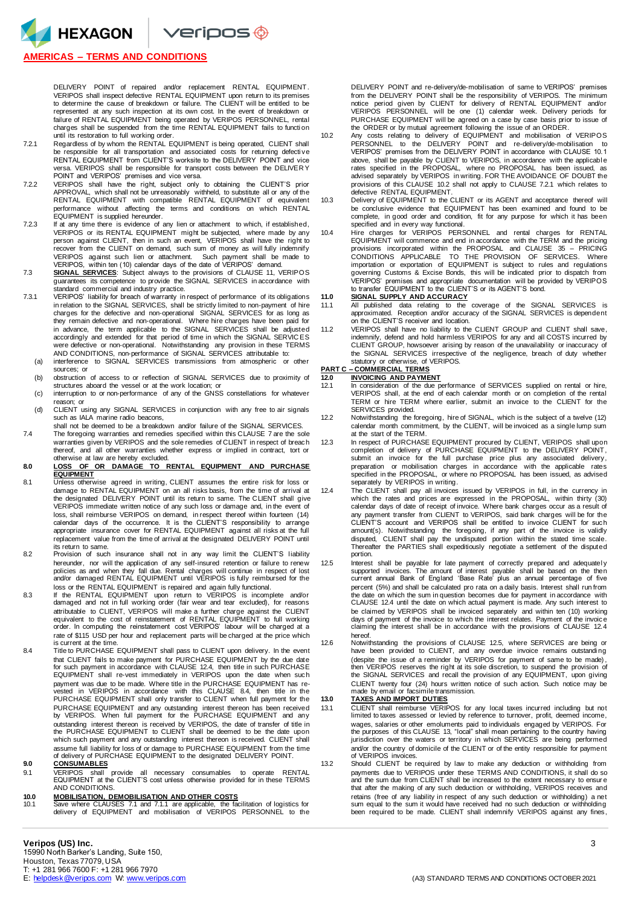DELIVERY POINT of repaired and/or replacement RENTAL EQUIPMENT. VERIPOS shall inspect defective RENTAL EQUIPMENT upon return to its premises to determine the cause of breakdown or failure. The CLIENT will be entitled to be represented at any such inspection at its own cost. In the event of breakdown or failure of RENTAL EQUIPMENT being operated by VERIPOS PERSONNEL, rental charges shall be suspended from the time RENTAL EQUIPMENT fails to function until its restoration to full working order.

7.2.1 Regardless by whom the RENTAL EQUIPMENT is being operated, CLIENT shall be responsible for all transportation and associated costs for returning defective RENTAL EQUIPMENT from CLIENT'S worksite to the DELIVERY POINT and vice versa. VERIPOS shall be responsible for transport costs between the DELIVERY POINT and VERIPOS' premises and vice versa.

7.2.2 VERIPOS shall have the right, subject only to obtaining the CLIENT'S prior APPROVAL, which shall not be unreasonably withheld, to substitute all or any of the RENTAL EQUIPMENT with compatible RENTAL EQUIPMENT of equivalent performance without affecting the terms and conditions on which RENTAL EQUIPMENT is supplied hereunder.

7.2.3 If at any time there is evidence of any lien or attachment to which, if established, VERIPOS or its RENTAL EQUIPMENT might be subjected, where made by any person against CLIENT, then in such an event, VERIPOS shall have the right to recover from the CLIENT on demand, such sum of money as will fully indemnify VERIPOS against such lien or attachment. Such payment shall be made to VERIPOS, within ten (10) calendar days of the date of VERIPOS' demand.

7.3 **SIGNAL SERVICES**: Subject always to the provisions of CLAUSE 11, VERIPOS guarantees its competence to provide the SIGNAL SERVICES in accordance with standard commercial and industry practice.

7.3.1 VERIPOS' liability for breach of warranty in respect of performance of its obligations in relation to the SIGNAL SERVICES, shall be strictly limited to non-payment of hire charges for the defective and non-operational SIGNAL SERVICES for as long as they remain defective and non-operational. Where hire charges have been paid for in advance, the term applicable to the SIGNAL SERVICES shall be adjusted accordingly and extended for that period of time in which the SIGNAL SERVICES were defective or non-operational. Notwithstanding any provision in these TERMS AND CONDITIONS, non-performance of SIGNAL SERVICES attributable to:

(a) interference to SIGNAL SERVICES transmissions from atmospheric or other sources; or

(b) obstruction of access to or reflection of SIGNAL SERVICES due to proximity of structures aboard the vessel or at the work location; or

(c) interruption to or non-performance of any of the GNSS constellations for whatever reason; or

(d) CLIENT using any SIGNAL SERVICES in conjunction with any free to air signals such as IALA marine radio beacons,

shall not be deemed to be a breakdown and/or failure of the SIGNAL SERVICES.

7.4 The foregoing warranties and remedies specified within this CLAUSE 7 are the sole warranties given by VERIPOS and the sole remedies of CLIENT in respect of breach thereof, and all other warranties whether express or implied in contract, tort or otherwise at law are hereby excluded.

## 8.0 LOSS OF OR DAMAGE TO RENTAL EQUIPMENT AND PURCHASE EQUIPMENT

8.1 Unless otherwise agreed in writing, CLIENT assumes the entire risk for loss or damage to RENTAL EQUIPMENT on an all risks basis, from the time of arrival at the designated DELIVERY POINT until its return to same. The CLIENT shall give VERIPOS immediate written notice of any such loss or damage and, in the event of loss, shall reimburse VERIPOS on demand, in respect thereof within fourteen (14) calendar days of the occurrence. It is the CLIENT'S responsibility to arrange appropriate insurance cover for RENTAL EQUIPMENT against all risks at the full replacement value from the time of arrival at the designated DELIVERY POINT until its return to same.

8.2 Provision of such insurance shall not in any way limit the CLIENT'S liability hereunder, nor will the application of any self-insured retention or failure to renew policies as and when they fall due. Rental charges will continue in respect of lost and/or damaged RENTAL EQUIPMENT until VERIPOS is fully reimbursed for the loss or the RENTAL EQUIPMENT is repaired and again fully functional.

8.3 If the RENTAL EQUIPMENT upon return to VERIPOS is incomplete and/or damaged and not in full working order (fair wear and tear excluded), for reasons attributable to CLIENT, VERIPOS will make a further charge against the CLIENT equivalent to the cost of reinstatement of RENTAL EQUIPMENT to full working order. In computing the reinstatement cost VERIPOS' labour will be charged at a rate of $115 USD per hour and replacement parts will be charged at the price which is current at the time.

8.4 Title to PURCHASE EQUIPMENT shall pass to CLIENT upon delivery. In the event that CLIENT fails to make payment for PURCHASE EQUIPMENT by the due date for such payment in accordance with CLAUSE 12.4, then title in such PURCHASE EQUIPMENT shall re-vest immediately in VERIPOS upon the date when such payment was due to be made. Where title in the PURCHASE EQUIPMENT has re-vested in VERIPOS in accordance with this CLAUSE 8.4, then title in the PURCHASE EQUIPMENT shall only transfer to CLIENT when full payment for the PURCHASE EQUIPMENT and any outstanding interest thereon has been received by VERIPOS. When full payment for the PURCHASE EQUIPMENT and any outstanding interest thereon is received by VERIPOS, the date of transfer of title in the PURCHASE EQUIPMENT to CLIENT shall be deemed to be the date upon which such payment and any outstanding interest thereon is received. CLIENT shall assume full liability for loss of or damage to PURCHASE EQUIPMENT from the time of delivery of PURCHASE EQUIPMENT to the designated DELIVERY POINT.

## 9.0 CONSUMABLES

9.1 VERIPOS shall provide all necessary consumables to operate RENTAL EQUIPMENT at the CLIENT'S cost unless otherwise provided for in these TERMS AND CONDITIONS.

## 10.0 MOBILISATION, DEMOBILISATION AND OTHER COSTS

10.1 Save where CLAUSES 7.1 and 7.1.1 are applicable, the facilitation of logistics for delivery of EQUIPMENT and mobilisation of VERIPOS PERSONNEL to the DELIVERY POINT and re-delivery/de-mobilisation of same to VERIPOS' premises from the DELIVERY POINT shall be the responsibility of VERIPOS. The minimum notice period given by CLIENT for delivery of RENTAL EQUIPMENT and/or VERIPOS PERSONNEL will be one (1) calendar week. Delivery periods for PURCHASE EQUIPMENT will be agreed on a case by case basis prior to issue of the ORDER or by mutual agreement following the issue of an ORDER.

10.2 Any costs relating to delivery of EQUIPMENT and mobilisation of VERIPOS PERSONNEL to the DELIVERY POINT and re-delivery/de-mobilisation to VERIPOS' premises from the DELIVERY POINT in accordance with CLAUSE 10.1 above, shall be payable by CLIENT to VERIPOS, in accordance with the applicable rates specified in the PROPOSAL, where no PROPOSAL has been issued, as advised separately by VERIPOS in writing. FOR THE AVOIDANCE OF DOUBT the provisions of this CLAUSE 10.2 shall not apply to CLAUSE 7.2.1 which relates to defective RENTAL EQUIPMENT.

10.3 Delivery of EQUIPMENT to the CLIENT or its AGENT and acceptance thereof will be conclusive evidence that EQUIPMENT has been examined and found to be complete, in good order and condition, fit for any purpose for which it has been specified and in every way functional.

10.4 Hire charges for VERIPOS PERSONNEL and rental charges for RENTAL EQUIPMENT will commence and end in accordance with the TERM and the pricing provisions incorporated within the PROPOSAL and CLAUSE 35 – PRICING CONDITIONS APPLICABLE TO THE PROVISION OF SERVICES. Where importation or exportation of EQUIPMENT is subject to rules and regulations governing Customs & Excise Bonds, this will be indicated prior to dispatch from VERIPOS' premises and appropriate documentation will be provided by VERIPOS to transfer EQUIPMENT to the CLIENT'S or its AGENT'S bond.

## 11.0 SIGNAL SUPPLY AND ACCURACY

11.1 All published data relating to the coverage of the SIGNAL SERVICES is approximated. Reception and/or accuracy of the SIGNAL SERVICES is dependent on the CLIENT'S receiver and location.

11.2 VERIPOS shall have no liability to the CLIENT GROUP and CLIENT shall save, indemnify, defend and hold harmless VERIPOS for any and all COSTS incurred by CLIENT GROUP, howsoever arising by reason of the unavailability or inaccuracy of the SIGNAL SERVICES irrespective of the negligence, breach of duty whether statutory or otherwise, of VERIPOS.

# PART C – COMMERCIAL TERMS

## 12.0 INVOICING AND PAYMENT

12.1 In consideration of the due performance of SERVICES supplied on rental or hire, VERIPOS shall, at the end of each calendar month or on completion of the rental TERM or hire TERM where earlier, submit an invoice to the CLIENT for the SERVICES provided.

12.2 Notwithstanding the foregoing, hire of SIGNAL, which is the subject of a twelve (12) calendar month commitment, by the CLIENT, will be invoiced as a single lump sum at the start of the TERM.

12.3 In respect of PURCHASE EQUIPMENT procured by CLIENT, VERIPOS shall upon completion of delivery of PURCHASE EQUIPMENT to the DELIVERY POINT, submit an invoice for the full purchase price plus any associated delivery, preparation or mobilisation charges in accordance with the applicable rates specified in the PROPOSAL, or where no PROPOSAL has been issued, as advised separately by VERIPOS in writing.

12.4 The CLIENT shall pay all invoices issued by VERIPOS in full, in the currency in which the rates and prices are expressed in the PROPOSAL, within thirty (30) calendar days of date of receipt of invoice. Where bank charges occur as a result of any payment transfer from CLIENT to VERIPOS, said bank charges will be for the CLIENT'S account and VERIPOS shall be entitled to invoice CLIENT for such amount(s). Notwithstanding the foregoing, if any part of the invoice is validly disputed, CLIENT shall pay the undisputed portion within the stated time scale. Thereafter the PARTIES shall expeditiously negotiate a settlement of the disputed portion.

12.5 Interest shall be payable for late payment of correctly prepared and adequately supported invoices. The amount of interest payable shall be based on the then current annual Bank of England 'Base Rate' plus an annual percentage of five percent (5%) and shall be calculated pro rata on a daily basis. Interest shall run from the date on which the sum in question becomes due for payment in accordance with CLAUSE 12.4 until the date on which actual payment is made. Any such interest to be claimed by VERIPOS shall be invoiced separately and within ten (10) working days of payment of the invoice to which the interest relates. Payment of the invoice claiming the interest shall be in accordance with the provisions of CLAUSE 12.4 hereof.

12.6 Notwithstanding the provisions of CLAUSE 12.5, where SERVICES are being or have been provided to CLIENT, and any overdue invoice remains outstanding (despite the issue of a reminder by VERIPOS for payment of same to be made), then VERIPOS reserves the right at its sole discretion, to suspend the provision of the SIGNAL SERVICES and recall the provision of any EQUIPMENT, upon giving CLIENT twenty four (24) hours written notice of such action. Such notice may be made by email or facsimile transmission.

## 13.0 TAXES AND IMPORT DUTIES

13.1 CLIENT shall reimburse VERIPOS for any local taxes incurred including but not limited to taxes assessed or levied by reference to turnover, profit, deemed income, wages, salaries or other emoluments paid to individuals engaged by VERIPOS. For the purposes of this CLAUSE 13, "local" shall mean pertaining to the country having jurisdiction over the waters or territory in which SERVICES are being performed and/or the country of domicile of the CLIENT or of the entity responsible for payment of VERIPOS invoices.

13.2 Should CLIENT be required by law to make any deduction or withholding from payments due to VERIPOS under these TERMS AND CONDITIONS, it shall do so and the sum due from CLIENT shall be increased to the extent necessary to ensure that after the making of any such deduction or withholding, VERIPOS receives and retains (free of any liability in respect of any such deduction or withholding) a net sum equal to the sum it would have received had no such deduction or withholding been required to be made. CLIENT shall indemnify VERIPOS against any fines,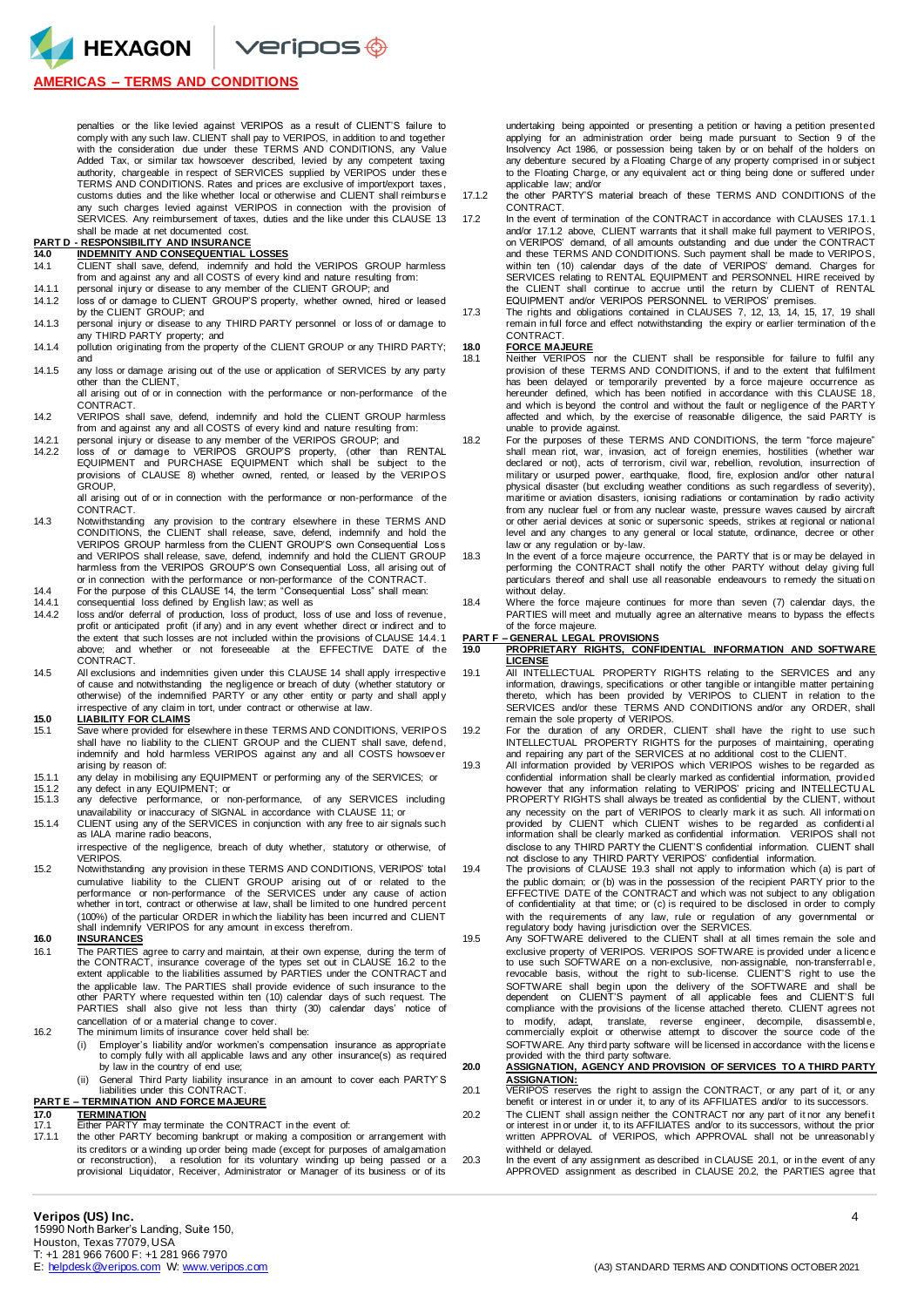penalties or the like levied against VERIPOS as a result of CLIENT'S failure to comply with any such law. CLIENT shall pay to VERIPOS, in addition to and together with the consideration due under these TERMS AND CONDITIONS, any Value Added Tax, or similar tax howsoever described, levied by any competent taxing authority, chargeable in respect of SERVICES supplied by VERIPOS under these TERMS AND CONDITIONS. Rates and prices are exclusive of import/export taxes, customs duties and the like whether local or otherwise and CLIENT shall reimburse any such charges levied against VERIPOS in connection with the provision of SERVICES. Any reimbursement of taxes, duties and the like under this CLAUSE 13 shall be made at net documented cost.

## PART D - RESPONSIBILITY AND INSURANCE

### 14.0 INDEMNITY AND CONSEQUENTIAL LOSSES

14.1 CLIENT shall save, defend, indemnify and hold the VERIPOS GROUP harmless from and against any and all COSTS of every kind and nature resulting from:

14.1.1 personal injury or disease to any member of the CLIENT GROUP; and

14.1.2 loss of or damage to CLIENT GROUP'S property, whether owned, hired or leased by the CLIENT GROUP; and

14.1.3 personal injury or disease to any THIRD PARTY personnel or loss of or damage to any THIRD PARTY property; and

14.1.4 pollution originating from the property of the CLIENT GROUP or any THIRD PARTY; and

14.1.5 any loss or damage arising out of the use or application of SERVICES by any party other than the CLIENT,

all arising out of or in connection with the performance or non-performance of the CONTRACT.

14.2 VERIPOS shall save, defend, indemnify and hold the CLIENT GROUP harmless from and against any and all COSTS of every kind and nature resulting from:

14.2.1 personal injury or disease to any member of the VERIPOS GROUP; and

14.2.2 loss of or damage to VERIPOS GROUP'S property, (other than RENTAL EQUIPMENT and PURCHASE EQUIPMENT which shall be subject to the provisions of CLAUSE 8) whether owned, rented, or leased by the VERIPOS GROUP,

all arising out of or in connection with the performance or non-performance of the CONTRACT.

14.3 Notwithstanding any provision to the contrary elsewhere in these TERMS AND CONDITIONS, the CLIENT shall release, save, defend, indemnify and hold the VERIPOS GROUP harmless from the CLIENT GROUP'S own Consequential Loss and VERIPOS shall release, save, defend, indemnify and hold the CLIENT GROUP harmless from the VERIPOS GROUP'S own Consequential Loss, all arising out of or in connection with the performance or non-performance of the CONTRACT.

14.4 For the purpose of this CLAUSE 14, the term "Consequential Loss" shall mean:

14.4.1 consequential loss defined by English law; as well as

14.4.2 loss and/or deferral of production, loss of product, loss of use and loss of revenue, profit or anticipated profit (if any) and in any event whether direct or indirect and to the extent that such losses are not included within the provisions of CLAUSE 14.4.1 above; and whether or not foreseeable at the EFFECTIVE DATE of the CONTRACT.

14.5 All exclusions and indemnities given under this CLAUSE 14 shall apply irrespective of cause and notwithstanding the negligence or breach of duty (whether statutory or otherwise) of the indemnified PARTY or any other entity or party and shall apply irrespective of any claim in tort, under contract or otherwise at law.

### 15.0 LIABILITY FOR CLAIMS

15.1 Save where provided for elsewhere in these TERMS AND CONDITIONS, VERIPOS shall have no liability to the CLIENT GROUP and the CLIENT shall save, defend, indemnify and hold harmless VERIPOS against any and all COSTS howsoever arising by reason of:

15.1.1 any delay in mobilising any EQUIPMENT or performing any of the SERVICES; or

15.1.2 any defect in any EQUIPMENT; or

15.1.3 any defective performance, or non-performance, of any SERVICES including unavailability or inaccuracy of SIGNAL in accordance with CLAUSE 11; or

15.1.4 CLIENT using any of the SERVICES in conjunction with any free to air signals such as IALA marine radio beacons,

irrespective of the negligence, breach of duty, statutory or otherwise, of VERIPOS.

15.2 Notwithstanding any provision in these TERMS AND CONDITIONS, VERIPOS' total cumulative liability to the CLIENT GROUP arising out of or related to the performance or non-performance of the SERVICES under any cause of action whether in tort, contract or otherwise at law, shall be limited to one hundred percent (100%) of the particular ORDER in which the liability has been incurred and CLIENT shall indemnify VERIPOS for any amount in excess therefrom.

### 16.0 INSURANCES

16.1 The PARTIES agree to carry and maintain, at their own expense, during the term of the CONTRACT, insurance coverage of the types set out in CLAUSE 16.2 to the extent applicable to the liabilities assumed by PARTIES under the CONTRACT and the applicable law. The PARTIES shall provide evidence of such insurance to the other PARTY where requested within ten (10) calendar days of such request. The PARTIES shall also give not less than thirty (30) calendar days' notice of cancellation of or a material change to cover.

16.2 The minimum limits of insurance cover held shall be:

(i) Employer's liability and/or workmen's compensation insurance as appropriate to comply fully with all applicable laws and any other insurance(s) as required by law in the country of end use;

(ii) General Third Party liability insurance in an amount to cover each PARTY'S liabilities under this CONTRACT.

## PART E – TERMINATION AND FORCE MAJEURE

### 17.0 TERMINATION

17.1 Either PARTY may terminate the CONTRACT in the event of:

17.1.1 the other PARTY becoming bankrupt or making a composition or arrangement with its creditors or a winding up order being made (except for purposes of amalgamation or reconstruction), a resolution for its voluntary winding up being passed or a provisional Liquidator, Receiver, Administrator or Manager of its business or of its undertaking being appointed or presenting a petition or having a petition presented applying for an administration order being made pursuant to Section 9 of the Insolvency Act 1986, or possession being taken by or on behalf of the holders of any debenture secured by a Floating Charge of any property comprised in or subject to the Floating Charge, or any equivalent act or thing being done or suffered under applicable law; and/or

17.1.2 the other PARTY'S material breach of these TERMS AND CONDITIONS of the CONTRACT.

17.2 In the event of termination of the CONTRACT in accordance with CLAUSES 17.1.1 and/or 17.1.2 above, CLIENT warrants that it shall make full payment to VERIPOS, on VERIPOS' demand, of all amounts outstanding and due under the CONTRACT and these TERMS AND CONDITIONS. Such payment shall be made to VERIPOS, within ten (10) calendar days of the date of VERIPOS' demand. Charges for SERVICES relating to RENTAL EQUIPMENT and PERSONNEL HIRE received by the CLIENT shall continue to accrue until the return by CLIENT of RENTAL EQUIPMENT and/or VERIPOS PERSONNEL to VERIPOS' premises.

17.3 The rights and obligations contained in CLAUSES 7, 12, 13, 14, 15, 17, 19 shall remain in full force and effect notwithstanding the expiry or earlier termination of the CONTRACT.

### 18.0 FORCE MAJEURE

18.1 Neither VERIPOS nor the CLIENT shall be responsible for failure to fulfil any provision of these TERMS AND CONDITIONS, if and to the extent that fulfilment has been delayed or temporarily prevented by a force majeure occurrence as hereunder defined, which has been notified in accordance with this CLAUSE 18, and which is beyond the control and without the fault or negligence of the PARTY affected and which, by the exercise of reasonable diligence, the said PARTY is unable to provide against.

18.2 For the purposes of these TERMS AND CONDITIONS, the term "force majeure" shall mean riot, war, invasion, act of foreign enemies, hostilities (whether war declared or not), acts of terrorism, civil war, rebellion, revolution, insurrection of military or usurped power, earthquake, flood, fire, explosion and/or other natural physical disaster (but excluding weather conditions as such regardless of severity), maritime or aviation disasters, ionising radiations or contamination by radio activity from any nuclear fuel or from any nuclear waste, pressure waves caused by aircraft or other aerial devices at sonic or supersonic speeds, strikes at regional or national level and any changes to any general or local statute, ordinance, decree or other law or any regulation or by-law.

18.3 In the event of a force majeure occurrence, the PARTY that is or may be delayed in performing the CONTRACT shall notify the other PARTY without delay giving full particulars thereof and shall use all reasonable endeavours to remedy the situation without delay.

18.4 Where the force majeure continues for more than seven (7) calendar days, the PARTIES will meet and mutually agree an alternative means to bypass the effects of the force majeure.

## PART F – GENERAL LEGAL PROVISIONS

### 19.0 PROPRIETARY RIGHTS, CONFIDENTIAL INFORMATION AND SOFTWARE LICENSE

19.1 All INTELLECTUAL PROPERTY RIGHTS relating to the SERVICES and any information, drawings, specifications or other tangible or intangible matter pertaining thereto, which has been provided by VERIPOS to CLIENT in relation to the SERVICES and/or these TERMS AND CONDITIONS and/or any ORDER, shall remain the sole property of VERIPOS.

19.2 For the duration of any ORDER, CLIENT shall have the right to use such INTELLECTUAL PROPERTY RIGHTS for the purposes of maintaining, operating and repairing any part of the SERVICES at no additional cost to the CLIENT.

19.3 All information provided by VERIPOS which VERIPOS wishes to be regarded as confidential information shall be clearly marked as confidential information, provided however that any information relating to VERIPOS' pricing and INTELLECTUAL PROPERTY RIGHTS shall always be treated as confidential by the CLIENT, without any necessity on the part of VERIPOS to clearly mark it as such. All information provided by CLIENT which CLIENT wishes to be regarded as confidential information shall be clearly marked as confidential information. VERIPOS shall not disclose to any THIRD PARTY the CLIENT'S confidential information. CLIENT shall not disclose to any THIRD PARTY VERIPOS' confidential information.

19.4 The provisions of CLAUSE 19.3 shall not apply to information which (a) is part of the public domain; or (b) was in the possession of the recipient PARTY prior to the EFFECTIVE DATE of the CONTRACT and which was not subject to any obligation of confidentiality at that time; or (c) is required to be disclosed in order to comply with the requirements of any law, rule or regulation of any governmental or regulatory body having jurisdiction over the SERVICES.

19.5 Any SOFTWARE delivered to the CLIENT shall at all times remain the sole and exclusive property of VERIPOS. VERIPOS SOFTWARE is provided under a licence to use such SOFTWARE on a non-exclusive, non-assignable, non-transferrable, revocable basis, without the right to sub-license. CLIENT'S right to use the SOFTWARE shall begin upon the delivery of the SOFTWARE and shall be dependent on CLIENT'S payment of all applicable fees and CLIENT'S full compliance with the provisions of the license attached thereto. CLIENT agrees not to modify, adapt, translate, reverse engineer, decompile, disassemble, commercially exploit or otherwise attempt to discover the source code of the SOFTWARE. Any third party software will be licensed in accordance with the license provided with the third party software.

### 20.0 ASSIGNATION, AGENCY AND PROVISION OF SERVICES TO A THIRD PARTY ASSIGNATION:

20.1 VERIPOS reserves the right to assign the CONTRACT, or any part of it, or any benefit or interest in or under it, to any of its AFFILIATES and/or to its successors.

20.2 The CLIENT shall assign neither the CONTRACT nor any part of it nor any benefit or interest in or under it, to its AFFILIATES and/or to its successors, without the prior written APPROVAL of VERIPOS, which APPROVAL shall not be unreasonably withheld or delayed.

20.3 In the event of any assignment as described in CLAUSE 20.1, or in the event of any APPROVED assignment as described in CLAUSE 20.2, the PARTIES agree that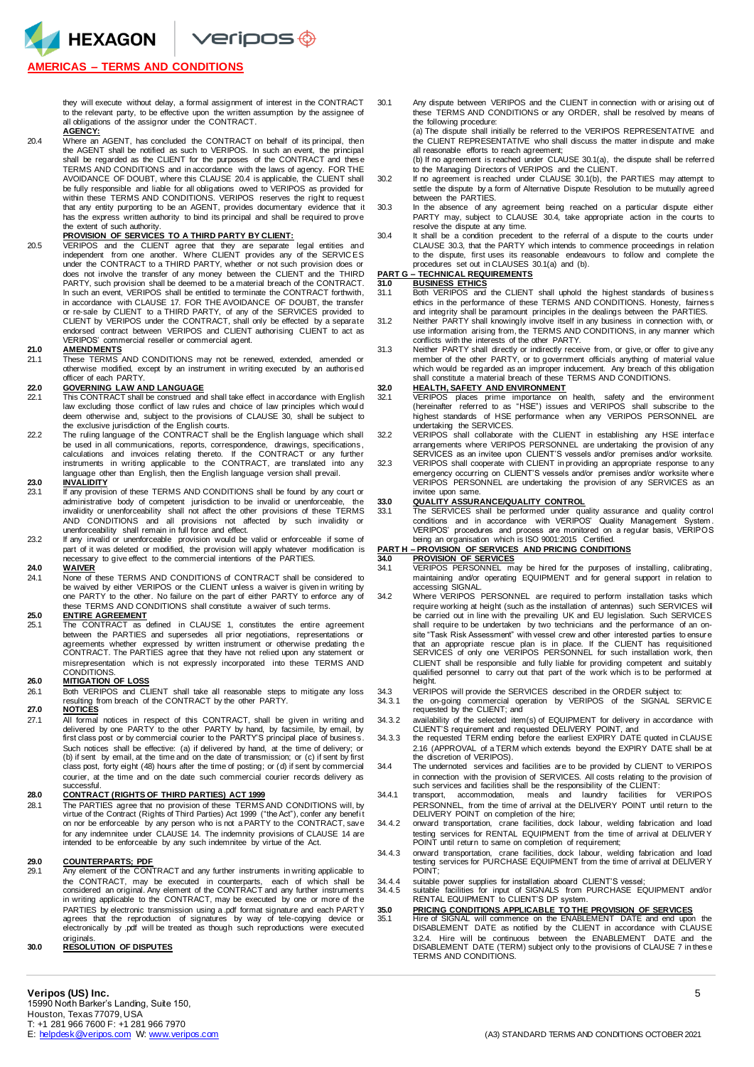they will execute without delay, a formal assignment of interest in the CONTRACT to the relevant party, to be effective upon the written assumption by the assignee of all obligations of the assignor under the CONTRACT.

**AGENCY:**

20.4 Where an AGENT, has concluded the CONTRACT on behalf of its principal, then the AGENT shall be notified as such to VERIPOS. In such an event, the principal shall be regarded as the CLIENT for the purposes of the CONTRACT and these TERMS AND CONDITIONS and in accordance with the laws of agency. FOR THE AVOIDANCE OF DOUBT, where this CLAUSE 20.4 is applicable, the CLIENT shall be fully responsible and liable for all obligations owed to VERIPOS as provided for within these TERMS AND CONDITIONS. VERIPOS reserves the right to request that any entity purporting to be an AGENT, provides documentary evidence that it has the express written authority to bind its principal and shall be required to prove the extent of such authority.

**PROVISION OF SERVICES TO A THIRD PARTY BY CLIENT:**

20.5 VERIPOS and the CLIENT agree that they are separate legal entities and independent from one another. Where CLIENT provides any of the SERVICES under the CONTRACT to a THIRD PARTY, whether or not such provision does or does not involve the transfer of any money between the CLIENT and the THIRD PARTY, such provision shall be deemed to be a material breach of the CONTRACT. In such an event, VERIPOS shall be entitled to terminate the CONTRACT forthwith, in accordance with CLAUSE 17. FOR THE AVOIDANCE OF DOUBT, the transfer or re-sale by CLIENT to a THIRD PARTY, of any of the SERVICES provided to CLIENT by VERIPOS under the CONTRACT, shall only be effected by a separate endorsed contract between VERIPOS and CLIENT authorising CLIENT to act as VERIPOS' commercial reseller or commercial agent.

**21.0 AMENDMENTS**

21.1 These TERMS AND CONDITIONS may not be renewed, extended, amended or otherwise modified, except by an instrument in writing executed by an authorised officer of each PARTY.

**22.0 GOVERNING LAW AND LANGUAGE**

22.1 This CONTRACT shall be construed and shall take effect in accordance with English law excluding those conflict of law rules and choice of law principles which would deem otherwise and, subject to the provisions of CLAUSE 30, shall be subject to the exclusive jurisdiction of the English courts.

22.2 The ruling language of the CONTRACT shall be the English language which shall be used in all communications, reports, correspondence, drawings, specifications, calculations and invoices relating thereto. If the CONTRACT or any further instruments in writing applicable to the CONTRACT, are translated into any language other than English, then the English language version shall prevail.

**23.0 INVALIDITY**

23.1 If any provision of these TERMS AND CONDITIONS shall be found by any court or administrative body of competent jurisdiction to be invalid or unenforceable, the invalidity or unenforceability shall not affect the other provisions of these TERMS AND CONDITIONS and all provisions not affected by such invalidity or unenforceability shall remain in full force and effect.

23.2 If any invalid or unenforceable provision would be valid or enforceable if some of part of it was deleted or modified, the provision will apply whatever modification is necessary to give effect to the commercial intentions of the PARTIES.

**24.0 WAIVER**

24.1 None of these TERMS AND CONDITIONS of CONTRACT shall be considered to be waived by either VERIPOS or the CLIENT unless a waiver is given in writing by one PARTY to the other. No failure on the part of either PARTY to enforce any of these TERMS AND CONDITIONS shall constitute a waiver of such terms.

**25.0 ENTIRE AGREEMENT**

25.1 The CONTRACT as defined in CLAUSE 1, constitutes the entire agreement between the PARTIES and supersedes all prior negotiations, representations or agreements whether expressed by written instrument or otherwise predating the CONTRACT. The PARTIES agree that they have not relied upon any statement or misrepresentation which is not expressly incorporated into these TERMS AND CONDITIONS.

**26.0 MITIGATION OF LOSS**

26.1 Both VERIPOS and CLIENT shall take all reasonable steps to mitigate any loss resulting from breach of the CONTRACT by the other PARTY.

**27.0 NOTICES**

27.1 All formal notices in respect of this CONTRACT, shall be given in writing and delivered by one PARTY to the other PARTY by hand, by facsimile, by email, by first class post or by commercial courier to the PARTY'S principal place of business. Such notices shall be effective: (a) if delivered by hand, at the time of delivery; or (b) if sent by email, at the time and on the date of transmission; or (c) if sent by first class post, forty eight (48) hours after the time of posting; or (d) if sent by commercial courier, at the time and on the date such commercial courier records delivery as successful.

**28.0 CONTRACT (RIGHTS OF THIRD PARTIES) ACT 1999**

28.1 The PARTIES agree that no provision of these TERMS AND CONDITIONS will, by virtue of the Contract (Rights of Third Parties) Act 1999 ("the Act"), confer any benefit on nor be enforceable by any person who is not a PARTY to the CONTRACT, save for any indemnitee under CLAUSE 14. The indemnity provisions of CLAUSE 14 are intended to be enforceable by any such indemnitee by virtue of the Act.

**29.0 COUNTERPARTS; PDF**

29.1 Any element of the CONTRACT and any further instruments in writing applicable to the CONTRACT, may be executed in counterparts, each of which shall be considered an original. Any element of the CONTRACT and any further instruments in writing applicable to the CONTRACT, may be executed by one or more of the PARTIES by electronic transmission using a .pdf format signature and each PARTY agrees that the reproduction of signatures by way of tele-copying device or electronically by .pdf will be treated as though such reproductions were executed originals.

**30.0 RESOLUTION OF DISPUTES**

30.1 Any dispute between VERIPOS and the CLIENT in connection with or arising out of these TERMS AND CONDITIONS or any ORDER, shall be resolved by means of the following procedure:
(a) The dispute shall initially be referred to the VERIPOS REPRESENTATIVE and the CLIENT REPRESENTATIVE who shall discuss the matter in dispute and make all reasonable efforts to reach agreement;
(b) If no agreement is reached under CLAUSE 30.1(a), the dispute shall be referred to the Managing Directors of VERIPOS and the CLIENT.

30.2 If no agreement is reached under CLAUSE 30.1(b), the PARTIES may attempt to settle the dispute by a form of Alternative Dispute Resolution to be mutually agreed between the PARTIES.

30.3 In the absence of any agreement being reached on a particular dispute either PARTY may, subject to CLAUSE 30.4, take appropriate action in the courts to resolve the dispute at any time.

30.4 It shall be a condition precedent to the referral of a dispute to the courts under CLAUSE 30.3, that the PARTY which intends to commence proceedings in relation to the dispute, first uses its reasonable endeavours to follow and complete the procedures set out in CLAUSES 30.1(a) and (b).

## PART G – TECHNICAL REQUIREMENTS

**31.0 BUSINESS ETHICS**

31.1 Both VERIPOS and the CLIENT shall uphold the highest standards of business ethics in the performance of these TERMS AND CONDITIONS. Honesty, fairness and integrity shall be paramount principles in the dealings between the PARTIES.

31.2 Neither PARTY shall knowingly involve itself in any business in connection with, or use information arising from, the TERMS AND CONDITIONS, in any manner which conflicts with the interests of the other PARTY.

31.3 Neither PARTY shall directly or indirectly receive from, or give, or offer to give any member of the other PARTY, or to government officials anything of material value which would be regarded as an improper inducement. Any breach of this obligation shall constitute a material breach of these TERMS AND CONDITIONS.

**32.0 HEALTH, SAFETY AND ENVIRONMENT**

32.1 VERIPOS places prime importance on health, safety and the environment (hereinafter referred to as "HSE") issues and VERIPOS shall subscribe to the highest standards of HSE performance when any VERIPOS PERSONNEL are undertaking the SERVICES.

32.2 VERIPOS shall collaborate with the CLIENT in establishing any HSE interface arrangements where VERIPOS PERSONNEL are undertaking the provision of any SERVICES as an invitee upon CLIENT'S vessels and/or premises and/or worksite.

32.3 VERIPOS shall cooperate with CLIENT in providing an appropriate response to any emergency occurring on CLIENT'S vessels and/or premises and/or worksite where VERIPOS PERSONNEL are undertaking the provision of any SERVICES as an invitee upon same.

**33.0 QUALITY ASSURANCE/QUALITY CONTROL**

33.1 The SERVICES shall be performed under quality assurance and quality control conditions and in accordance with VERIPOS' Quality Management System. VERIPOS' procedures and process are monitored on a regular basis, VERIPOS being an organisation which is ISO 9001:2015 Certified.

## PART H – PROVISION OF SERVICES AND PRICING CONDITIONS

**34.0 PROVISION OF SERVICES**

34.1 VERIPOS PERSONNEL may be hired for the purposes of installing, calibrating, maintaining and/or operating EQUIPMENT and for general support in relation to accessing SIGNAL.

34.2 Where VERIPOS PERSONNEL are required to perform installation tasks which require working at height (such as the installation of antennas) such SERVICES will be carried out in line with the prevailing UK and EU legislation. Such SERVICES shall require to be undertaken by two technicians and the performance of an on-site "Task Risk Assessment" with vessel crew and other interested parties to ensure that an appropriate rescue plan is in place. If the CLIENT has requisitioned SERVICES of only one VERIPOS PERSONNEL for such installation work, then CLIENT shall be responsible and fully liable for providing competent and suitably qualified personnel to carry out that part of the work which is to be performed at height.

34.3 VERIPOS will provide the SERVICES described in the ORDER subject to:

34.3.1 the on-going commercial operation by VERIPOS of the SIGNAL SERVICE requested by the CLIENT; and

34.3.2 availability of the selected item(s) of EQUIPMENT for delivery in accordance with CLIENT'S requirement and requested DELIVERY POINT, and

34.3.3 the requested TERM ending before the earliest EXPIRY DATE quoted in CLAUSE 2.16 (APPROVAL of a TERM which extends beyond the EXPIRY DATE shall be at the discretion of VERIPOS).

34.4 The undernoted services and facilities are to be provided by CLIENT to VERIPOS in connection with the provision of SERVICES. All costs relating to the provision of such services and facilities shall be the responsibility of the CLIENT:

34.4.1 transport, accommodation, meals and laundry facilities for VERIPOS PERSONNEL, from the time of arrival at the DELIVERY POINT until return to the DELIVERY POINT on completion of the hire;

34.4.2 onward transportation, crane facilities, dock labour, welding fabrication and load testing services for RENTAL EQUIPMENT from the time of arrival at DELIVERY POINT until return to same on completion of requirement;

34.4.3 onward transportation, crane facilities, dock labour, welding fabrication and load testing services for PURCHASE EQUIPMENT from the time of arrival at DELIVERY POINT;

34.4.4 suitable power supplies for installation aboard CLIENT'S vessel;

34.4.5 suitable facilities for input of SIGNALS from PURCHASE EQUIPMENT and/or RENTAL EQUIPMENT to CLIENT'S DP system.

**35.0 PRICING CONDITIONS APPLICABLE TO THE PROVISION OF SERVICES**

35.1 Hire of SIGNAL will commence on the ENABLEMENT DATE and end upon the DISABLEMENT DATE as notified by the CLIENT in accordance with CLAUSE 3.2.4. Hire will be continuous between the ENABLEMENT DATE and the DISABLEMENT DATE (TERM) subject only to the provisions of CLAUSE 7 in these TERMS AND CONDITIONS.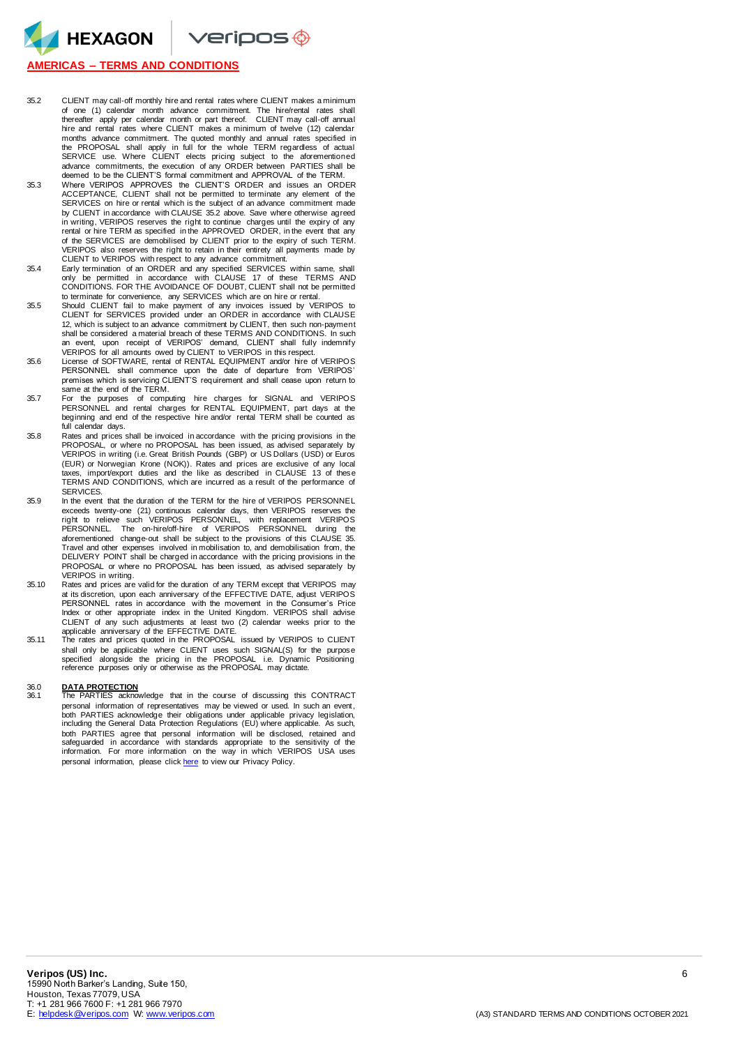35.2 CLIENT may call-off monthly hire and rental rates where CLIENT makes a minimum of one (1) calendar month advance commitment. The hire/rental rates shall thereafter apply per calendar month or part thereof. CLIENT may call-off annual hire and rental rates where CLIENT makes a minimum of twelve (12) calendar months advance commitment. The quoted monthly and annual rates specified in the PROPOSAL shall apply in full for the whole TERM regardless of actual SERVICE use. Where CLIENT elects pricing subject to the aforementioned advance commitments, the execution of any ORDER between PARTIES shall be deemed to be the CLIENT'S formal commitment and APPROVAL of the TERM.

35.3 Where VERIPOS APPROVES the CLIENT'S ORDER and issues an ORDER ACCEPTANCE, CLIENT shall not be permitted to terminate any element of the SERVICES on hire or rental which is the subject of an advance commitment made by CLIENT in accordance with CLAUSE 35.2 above. Save where otherwise agreed in writing, VERIPOS reserves the right to continue charges until the expiry of any rental or hire TERM as specified in the APPROVED ORDER, in the event that any of the SERVICES are demobilised by CLIENT prior to the expiry of such TERM. VERIPOS also reserves the right to retain in their entirety all payments made by CLIENT to VERIPOS with respect to any advance commitment.

35.4 Early termination of an ORDER and any specified SERVICES within same, shall only be permitted in accordance with CLAUSE 17 of these TERMS AND CONDITIONS. FOR THE AVOIDANCE OF DOUBT, CLIENT shall not be permitted to terminate for convenience, any SERVICES which are on hire or rental.

35.5 Should CLIENT fail to make payment of any invoices issued by VERIPOS to CLIENT for SERVICES provided under an ORDER in accordance with CLAUSE 12, which is subject to an advance commitment by CLIENT, then such non-payment shall be considered a material breach of these TERMS AND CONDITIONS. In such an event, upon receipt of VERIPOS' demand, CLIENT shall fully indemnify VERIPOS for all amounts owed by CLIENT to VERIPOS in this respect.

35.6 License of SOFTWARE, rental of RENTAL EQUIPMENT and/or hire of VERIPOS PERSONNEL shall commence upon the date of departure from VERIPOS' premises which is servicing CLIENT'S requirement and shall cease upon return to same at the end of the TERM.

35.7 For the purposes of computing hire charges for SIGNAL and VERIPOS PERSONNEL and rental charges for RENTAL EQUIPMENT, part days at the beginning and end of the respective hire and/or rental TERM shall be counted as full calendar days.

35.8 Rates and prices shall be invoiced in accordance with the pricing provisions in the PROPOSAL, or where no PROPOSAL has been issued, as advised separately by VERIPOS in writing (i.e. Great British Pounds (GBP) or US Dollars (USD) or Euros (EUR) or Norwegian Krone (NOK)). Rates and prices are exclusive of any local taxes, import/export duties and the like as described in CLAUSE 13 of these TERMS AND CONDITIONS, which are incurred as a result of the performance of SERVICES.

35.9 In the event that the duration of the TERM for the hire of VERIPOS PERSONNEL exceeds twenty-one (21) continuous calendar days, then VERIPOS reserves the right to relieve such VERIPOS PERSONNEL, with replacement VERIPOS PERSONNEL. The on-hire/off-hire of VERIPOS PERSONNEL during the aforementioned change-out shall be subject to the provisions of this CLAUSE 35. Travel and other expenses involved in mobilisation to, and demobilisation from, the DELIVERY POINT shall be charged in accordance with the pricing provisions in the PROPOSAL or where no PROPOSAL has been issued, as advised separately by VERIPOS in writing.

35.10 Rates and prices are valid for the duration of any TERM except that VERIPOS may at its discretion, upon each anniversary of the EFFECTIVE DATE, adjust VERIPOS PERSONNEL rates in accordance with the movement in the Consumer's Price Index or other appropriate index in the United Kingdom. VERIPOS shall advise CLIENT of any such adjustments at least two (2) calendar weeks prior to the applicable anniversary of the EFFECTIVE DATE.

35.11 The rates and prices quoted in the PROPOSAL issued by VERIPOS to CLIENT shall only be applicable where CLIENT uses such SIGNAL(S) for the purpose specified alongside the pricing in the PROPOSAL i.e. Dynamic Positioning reference purposes only or otherwise as the PROPOSAL may dictate.

36.0 **DATA PROTECTION**

36.1 The PARTIES acknowledge that in the course of discussing this CONTRACT personal information of representatives may be viewed or used. In such an event, both PARTIES acknowledge their obligations under applicable privacy legislation, including the General Data Protection Regulations (EU) where applicable. As such, both PARTIES agree that personal information will be disclosed, retained and safeguarded in accordance with standards appropriate to the sensitivity of the information. For more information on the way in which VERIPOS USA uses personal information, please click here to view our Privacy Policy.